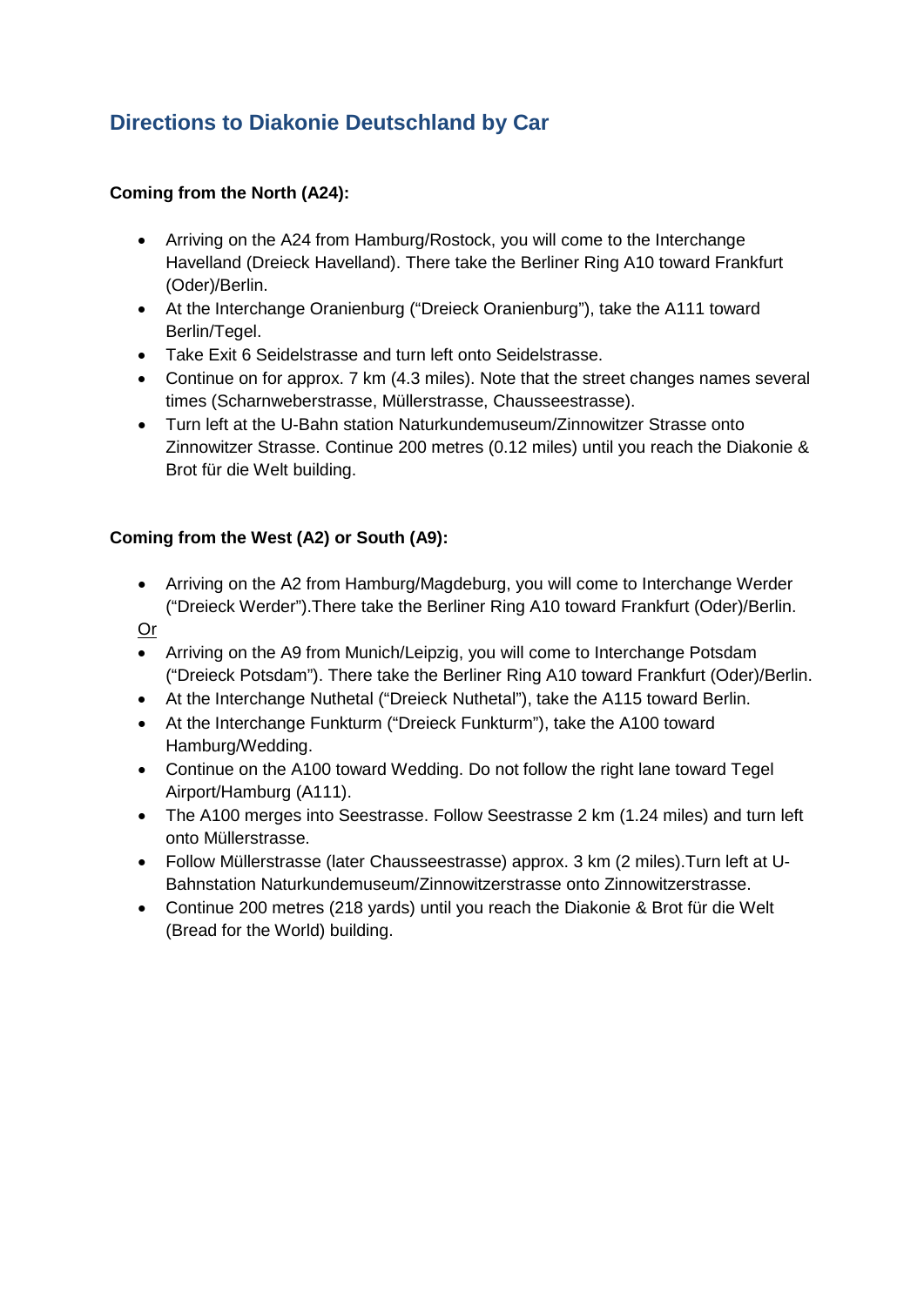## Directions to Diakonie Deutschland by Car

**Coming from the North (A24):**

- Arriving on the A24 from Hamburg/Rostock, you will come to the Interchange Havelland (Dreieck Havelland). There take the Berliner Ring A10 toward Frankfurt (Oder)/Berlin.
- At the Interchange Oranienburg ("Dreieck Oranienburg"), take the A111 toward Berlin/Tegel.
- Take Exit 6 Seidelstrasse and turn left onto Seidelstrasse.
- Continue on for approx. 7 km (4.3 miles). Note that the street changes names several times (Scharnweberstrasse, Müllerstrasse, Chausseestrasse).
- Turn left at the U-Bahn station Naturkundemuseum/Zinnowitzer Strasse onto Zinnowitzer Strasse. Continue 200 metres (0.12 miles) until you reach the Diakonie & Brot für die Welt building.

**Coming from the West (A2) or South (A9):**

- Arriving on the A2 from Hamburg/Magdeburg, you will come to Interchange Werder ("Dreieck Werder").There take the Berliner Ring A10 toward Frankfurt (Oder)/Berlin.

<u>Or</u>

- Arriving on the A9 from Munich/Leipzig, you will come to Interchange Potsdam ("Dreieck Potsdam"). There take the Berliner Ring A10 toward Frankfurt (Oder)/Berlin.
- At the Interchange Nuthetal ("Dreieck Nuthetal"), take the A115 toward Berlin.
- At the Interchange Funkturm ("Dreieck Funkturm"), take the A100 toward Hamburg/Wedding.
- Continue on the A100 toward Wedding. Do not follow the right lane toward Tegel Airport/Hamburg (A111).
- The A100 merges into Seestrasse. Follow Seestrasse 2 km (1.24 miles) and turn left onto Müllerstrasse.
- Follow Müllerstrasse (later Chausseestrasse) approx. 3 km (2 miles).Turn left at U-Bahnstation Naturkundemuseum/Zinnowitzerstrasse onto Zinnowitzerstrasse.
- Continue 200 metres (218 yards) until you reach the Diakonie & Brot für die Welt (Bread for the World) building.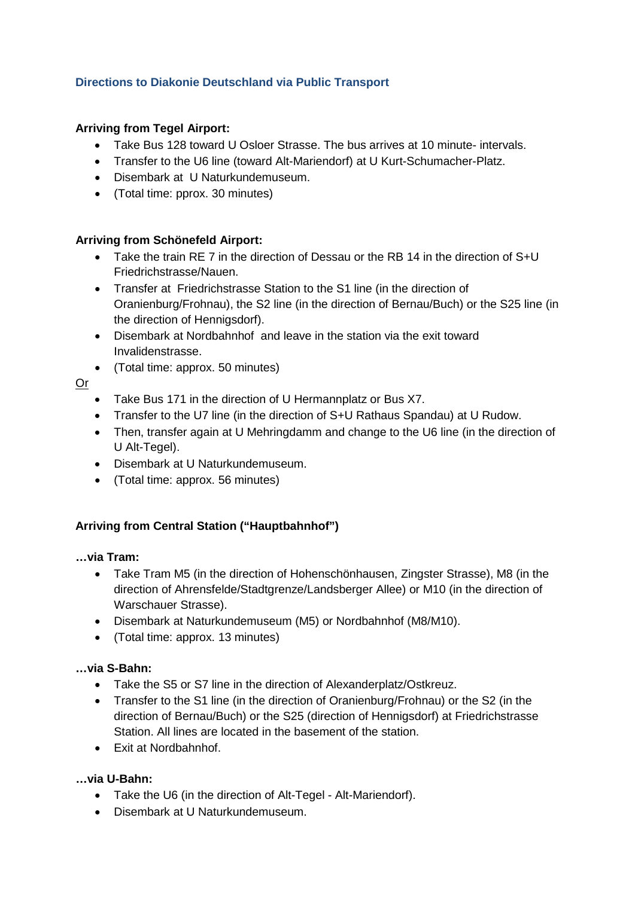## Directions to Diakonie Deutschland via Public Transport

**Arriving from Tegel Airport:**

- Take Bus 128 toward U Osloer Strasse. The bus arrives at 10 minute- intervals.
- Transfer to the U6 line (toward Alt-Mariendorf) at U Kurt-Schumacher-Platz.
- Disembark at U Naturkundemuseum.
- (Total time: pprox. 30 minutes)

**Arriving from Schönefeld Airport:**

- Take the train RE 7 in the direction of Dessau or the RB 14 in the direction of S+U Friedrichstrasse/Nauen.
- Transfer at Friedrichstrasse Station to the S1 line (in the direction of Oranienburg/Frohnau), the S2 line (in the direction of Bernau/Buch) or the S25 line (in the direction of Hennigsdorf).
- Disembark at Nordbahnhof and leave in the station via the exit toward Invalidenstrasse.
- (Total time: approx. 50 minutes)

Or

- Take Bus 171 in the direction of U Hermannplatz or Bus X7.
- Transfer to the U7 line (in the direction of S+U Rathaus Spandau) at U Rudow.
- Then, transfer again at U Mehringdamm and change to the U6 line (in the direction of U Alt-Tegel).
- Disembark at U Naturkundemuseum.
- (Total time: approx. 56 minutes)

**Arriving from Central Station ("Hauptbahnhof")**

**…via Tram:**

- Take Tram M5 (in the direction of Hohenschönhausen, Zingster Strasse), M8 (in the direction of Ahrensfelde/Stadtgrenze/Landsberger Allee) or M10 (in the direction of Warschauer Strasse).
- Disembark at Naturkundemuseum (M5) or Nordbahnhof (M8/M10).
- (Total time: approx. 13 minutes)

**…via S-Bahn:**

- Take the S5 or S7 line in the direction of Alexanderplatz/Ostkreuz.
- Transfer to the S1 line (in the direction of Oranienburg/Frohnau) or the S2 (in the direction of Bernau/Buch) or the S25 (direction of Hennigsdorf) at Friedrichstrasse Station. All lines are located in the basement of the station.
- Exit at Nordbahnhof.

**…via U-Bahn:**

- Take the U6 (in the direction of Alt-Tegel - Alt-Mariendorf).
- Disembark at U Naturkundemuseum.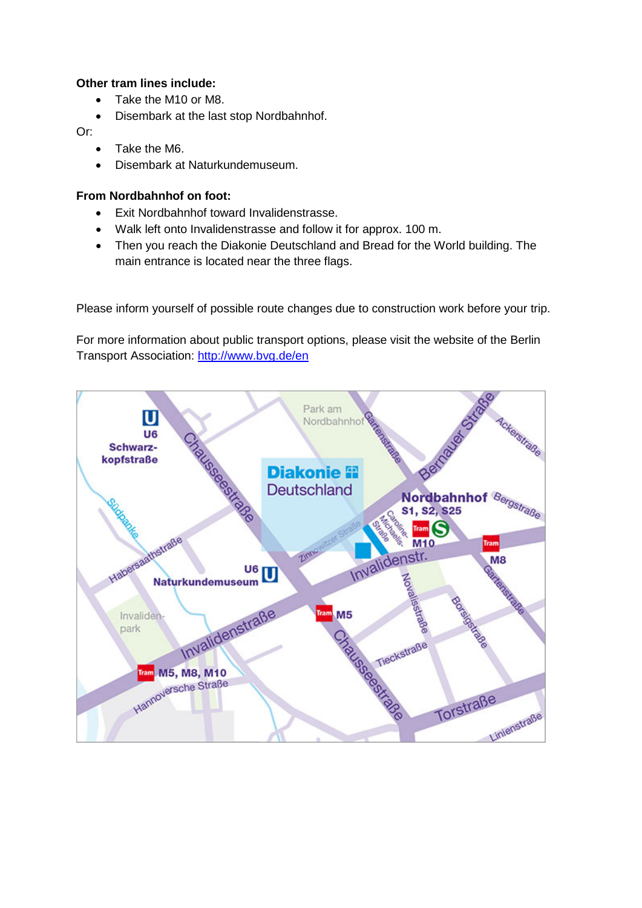**Other tram lines include:**

- Take the M10 or M8.
- Disembark at the last stop Nordbahnhof.

Or:

- Take the M6.
- Disembark at Naturkundemuseum.

**From Nordbahnhof on foot:**

- Exit Nordbahnhof toward Invalidenstrasse.
- Walk left onto Invalidenstrasse and follow it for approx. 100 m.
- Then you reach the Diakonie Deutschland and Bread for the World building. The main entrance is located near the three flags.

Please inform yourself of possible route changes due to construction work before your trip.

For more information about public transport options, please visit the website of the Berlin Transport Association: [http://www.bvg.de/en](http://www.bvg.de/en)

U6 Schwarzkopfstraße
Park am Nordbahnhof
Chausseestraße
Gartenstraße
Bernauer Straße
Ackerstraße
Diakonie Deutschland
Nordbahnhof S1, S2, S25
Bergstraße
Südpanke
Caroline-Michaelis-Straße
Zinnowitzer Straße
Tram M10
Tram M8
Habersaathstraße
U6 Naturkundemuseum
Invalidenstr.
Gartenstraße
Novalisstraße
Borsigstraße
Tram M5
Invalidenpark
Invalidenstraße
Tieckstraße
Tram M5, M8, M10
Hannoversche Straße
Chausseestraße
Torstraße
Linienstraße